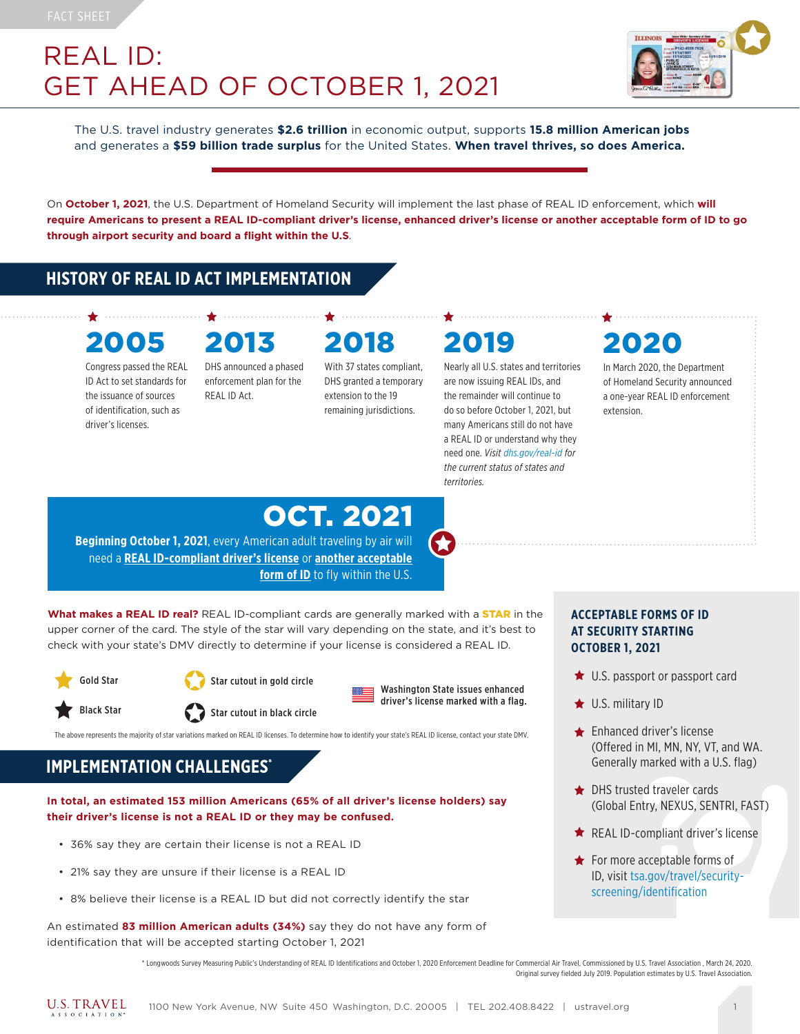FACT SHEET

# REAL ID: GET AHEAD OF OCTOBER 1, 2021

The U.S. travel industry generates **$2.6 trillion** in economic output, supports **15.8 million American jobs** and generates a **$59 billion trade surplus** for the United States. **When travel thrives, so does America.**

On **October 1, 2021**, the U.S. Department of Homeland Security will implement the last phase of REAL ID enforcement, which **will require Americans to present a REAL ID-compliant driver's license, enhanced driver's license or another acceptable form of ID to go through airport security and board a flight within the U.S.**

## HISTORY OF REAL ID ACT IMPLEMENTATION

**2005**
Congress passed the REAL ID Act to set standards for the issuance of sources of identification, such as driver's licenses.

**2013**
DHS announced a phased enforcement plan for the REAL ID Act.

**2018**
With 37 states compliant, DHS granted a temporary extension to the 19 remaining jurisdictions.

**2019**
Nearly all U.S. states and territories are now issuing REAL IDs, and the remainder will continue to do so before October 1, 2021, but many Americans still do not have a REAL ID or understand why they need one. *Visit dhs.gov/real-id for the current status of states and territories.*

**2020**
In March 2020, the Department of Homeland Security announced a one-year REAL ID enforcement extension.

**OCT. 2021**
**Beginning October 1, 2021**, every American adult traveling by air will need a **REAL ID-compliant driver's license** or **another acceptable form of ID** to fly within the U.S.

**What makes a REAL ID real?** REAL ID-compliant cards are generally marked with a **STAR** in the upper corner of the card. The style of the star will vary depending on the state, and it's best to check with your state's DMV directly to determine if your license is considered a REAL ID.

- Gold Star
- Black Star
- Star cutout in gold circle
- Star cutout in black circle
- Washington State issues enhanced driver's license marked with a flag.

The above represents the majority of star variations marked on REAL ID licenses. To determine how to identify your state's REAL ID license, contact your state DMV.

## IMPLEMENTATION CHALLENGES*

**In total, an estimated 153 million Americans (65% of all driver's license holders) say their driver's license is not a REAL ID or they may be confused.**

- 36% say they are certain their license is not a REAL ID
- 21% say they are unsure if their license is a REAL ID
- 8% believe their license is a REAL ID but did not correctly identify the star

An estimated **83 million American adults (34%)** say they do not have any form of identification that will be accepted starting October 1, 2021

## ACCEPTABLE FORMS OF ID AT SECURITY STARTING OCTOBER 1, 2021

- U.S. passport or passport card
- U.S. military ID
- Enhanced driver's license (Offered in MI, MN, NY, VT, and WA. Generally marked with a U.S. flag)
- DHS trusted traveler cards (Global Entry, NEXUS, SENTRI, FAST)
- REAL ID-compliant driver's license
- For more acceptable forms of ID, visit tsa.gov/travel/security-screening/identification

\* Longwoods Survey Measuring Public's Understanding of REAL ID Identifications and October 1, 2020 Enforcement Deadline for Commercial Air Travel, Commissioned by U.S. Travel Association , March 24, 2020. Original survey fielded July 2019. Population estimates by U.S. Travel Association.

U.S. TRAVEL ASSOCIATION | 1100 New York Avenue, NW Suite 450 Washington, D.C. 20005 | TEL 202.408.8422 | ustravel.org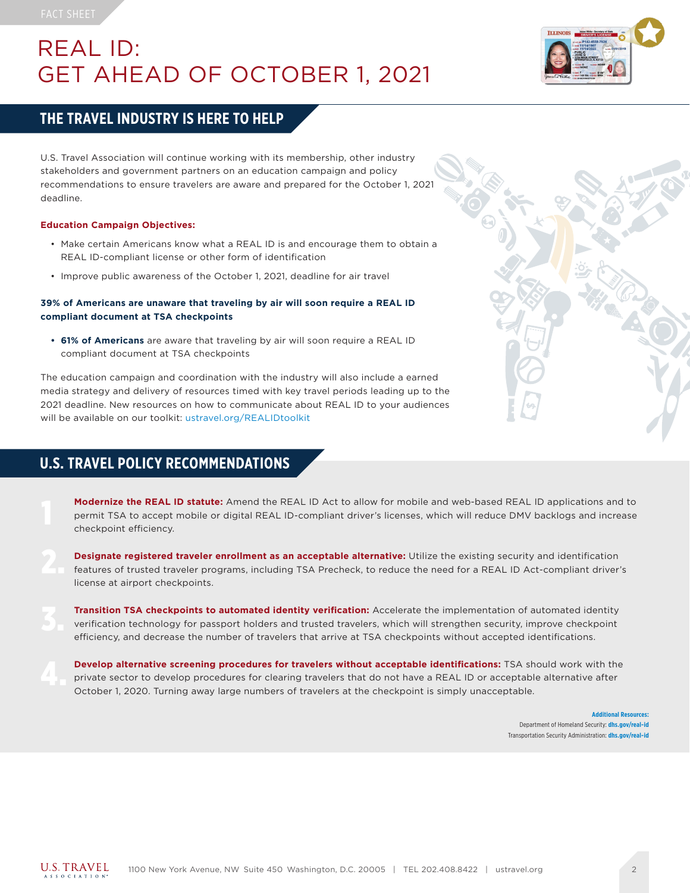FACT SHEET

# REAL ID: GET AHEAD OF OCTOBER 1, 2021

## THE TRAVEL INDUSTRY IS HERE TO HELP

U.S. Travel Association will continue working with its membership, other industry stakeholders and government partners on an education campaign and policy recommendations to ensure travelers are aware and prepared for the October 1, 2021 deadline.

**Education Campaign Objectives:**

- Make certain Americans know what a REAL ID is and encourage them to obtain a REAL ID-compliant license or other form of identification
- Improve public awareness of the October 1, 2021, deadline for air travel

**39% of Americans are unaware that traveling by air will soon require a REAL ID compliant document at TSA checkpoints**

- **61% of Americans** are aware that traveling by air will soon require a REAL ID compliant document at TSA checkpoints

The education campaign and coordination with the industry will also include a earned media strategy and delivery of resources timed with key travel periods leading up to the 2021 deadline. New resources on how to communicate about REAL ID to your audiences will be available on our toolkit: ustravel.org/REALIDtoolkit

## U.S. TRAVEL POLICY RECOMMENDATIONS

1. **Modernize the REAL ID statute:** Amend the REAL ID Act to allow for mobile and web-based REAL ID applications and to permit TSA to accept mobile or digital REAL ID-compliant driver's licenses, which will reduce DMV backlogs and increase checkpoint efficiency.

2. **Designate registered traveler enrollment as an acceptable alternative:** Utilize the existing security and identification features of trusted traveler programs, including TSA Precheck, to reduce the need for a REAL ID Act-compliant driver's license at airport checkpoints.

3. **Transition TSA checkpoints to automated identity verification:** Accelerate the implementation of automated identity verification technology for passport holders and trusted travelers, which will strengthen security, improve checkpoint efficiency, and decrease the number of travelers that arrive at TSA checkpoints without accepted identifications.

4. **Develop alternative screening procedures for travelers without acceptable identifications:** TSA should work with the private sector to develop procedures for clearing travelers that do not have a REAL ID or acceptable alternative after October 1, 2020. Turning away large numbers of travelers at the checkpoint is simply unacceptable.

**Additional Resources:**
Department of Homeland Security: **dhs.gov/real-id**
Transportation Security Administration: **dhs.gov/real-id**

U.S. TRAVEL ASSOCIATION — 1100 New York Avenue, NW Suite 450 Washington, D.C. 20005 | TEL 202.408.8422 | ustravel.org